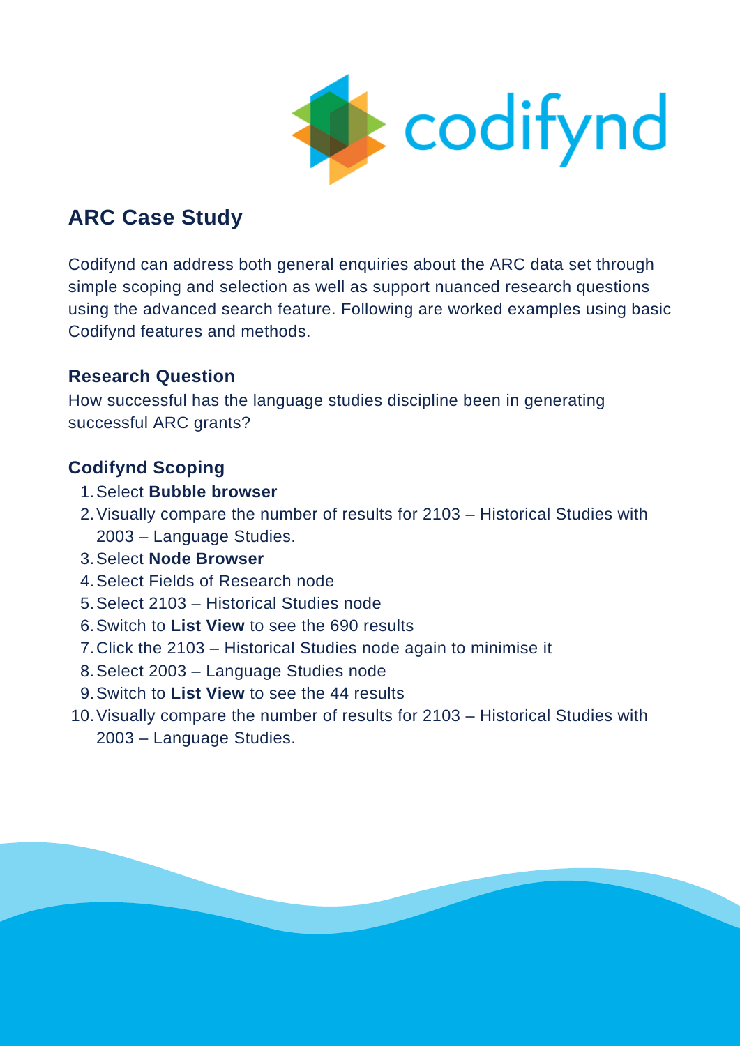## ARC Case Study

Codifynd can address both general enquiries about the ARC data set through simple scoping and selection as well as support nuanced research questions using the advanced search feature. Following are worked examples using basic Codifynd features and methods.

### Research Question

How successful has the language studies discipline been in generating successful ARC grants?

### Codifynd Scoping

1. Select **Bubble browser**
2. Visually compare the number of results for 2103 – Historical Studies with 2003 – Language Studies.
3. Select **Node Browser**
4. Select Fields of Research node
5. Select 2103 – Historical Studies node
6. Switch to **List View** to see the 690 results
7. Click the 2103 – Historical Studies node again to minimise it
8. Select 2003 – Language Studies node
9. Switch to **List View** to see the 44 results
10. Visually compare the number of results for 2103 – Historical Studies with 2003 – Language Studies.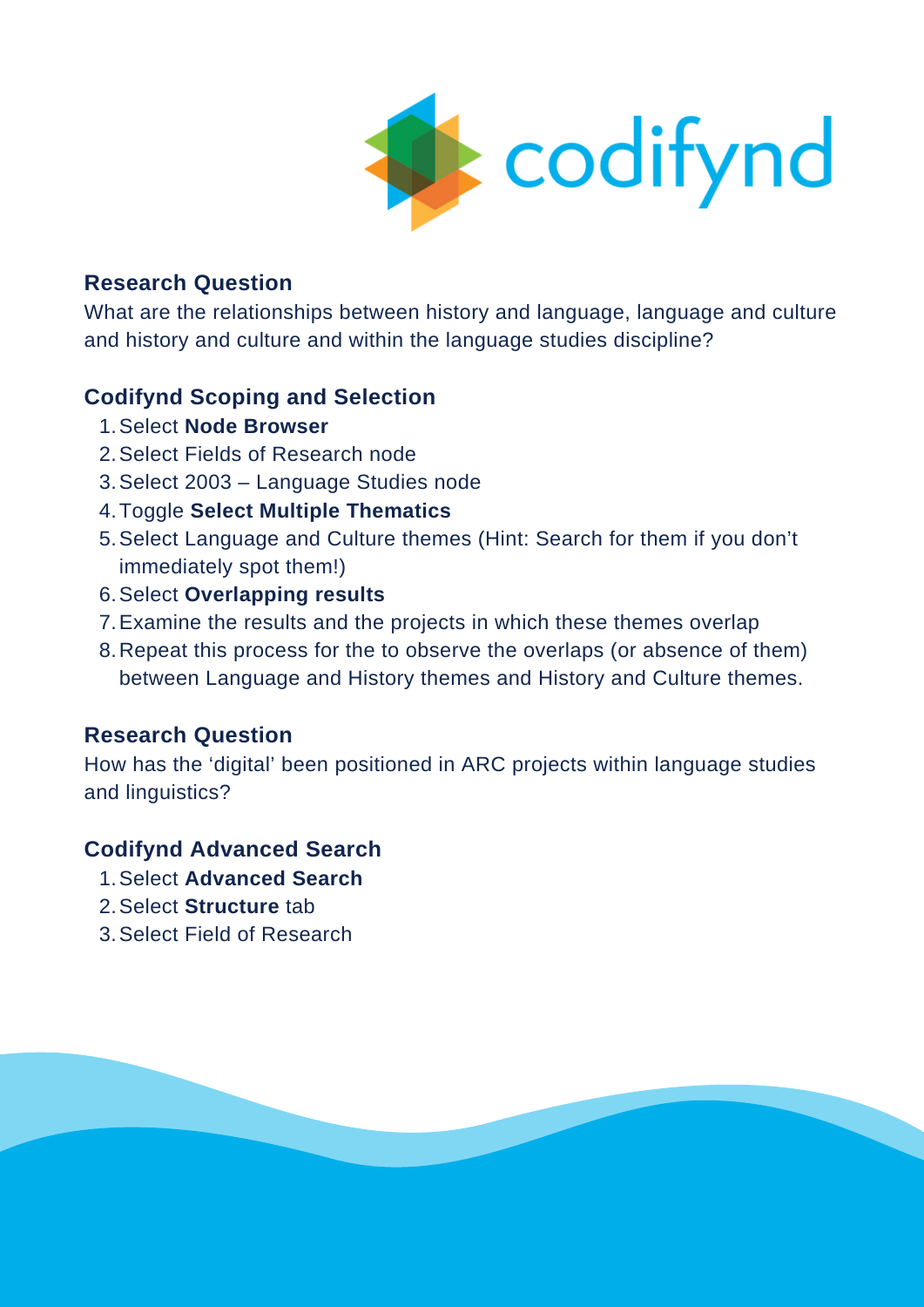### Research Question

What are the relationships between history and language, language and culture and history and culture and within the language studies discipline?

### Codifynd Scoping and Selection

1. Select **Node Browser**
2. Select Fields of Research node
3. Select 2003 – Language Studies node
4. Toggle **Select Multiple Thematics**
5. Select Language and Culture themes (Hint: Search for them if you don't immediately spot them!)
6. Select **Overlapping results**
7. Examine the results and the projects in which these themes overlap
8. Repeat this process for the to observe the overlaps (or absence of them) between Language and History themes and History and Culture themes.

### Research Question

How has the 'digital' been positioned in ARC projects within language studies and linguistics?

### Codifynd Advanced Search

1. Select **Advanced Search**
2. Select **Structure** tab
3. Select Field of Research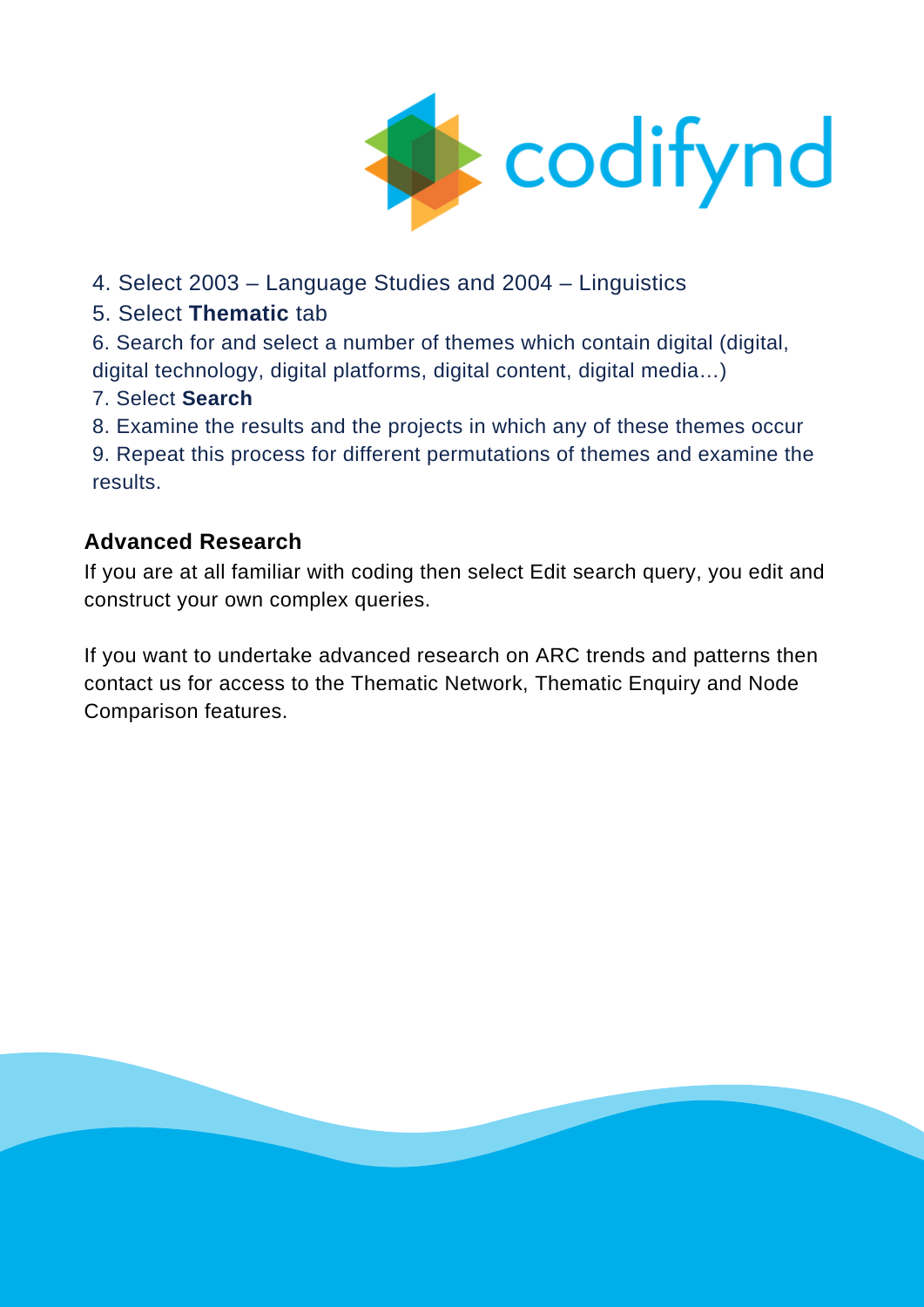4. Select 2003 – Language Studies and 2004 – Linguistics
5. Select **Thematic** tab
6. Search for and select a number of themes which contain digital (digital, digital technology, digital platforms, digital content, digital media…)
7. Select **Search**
8. Examine the results and the projects in which any of these themes occur
9. Repeat this process for different permutations of themes and examine the results.

**Advanced Research**

If you are at all familiar with coding then select Edit search query, you edit and construct your own complex queries.

If you want to undertake advanced research on ARC trends and patterns then contact us for access to the Thematic Network, Thematic Enquiry and Node Comparison features.